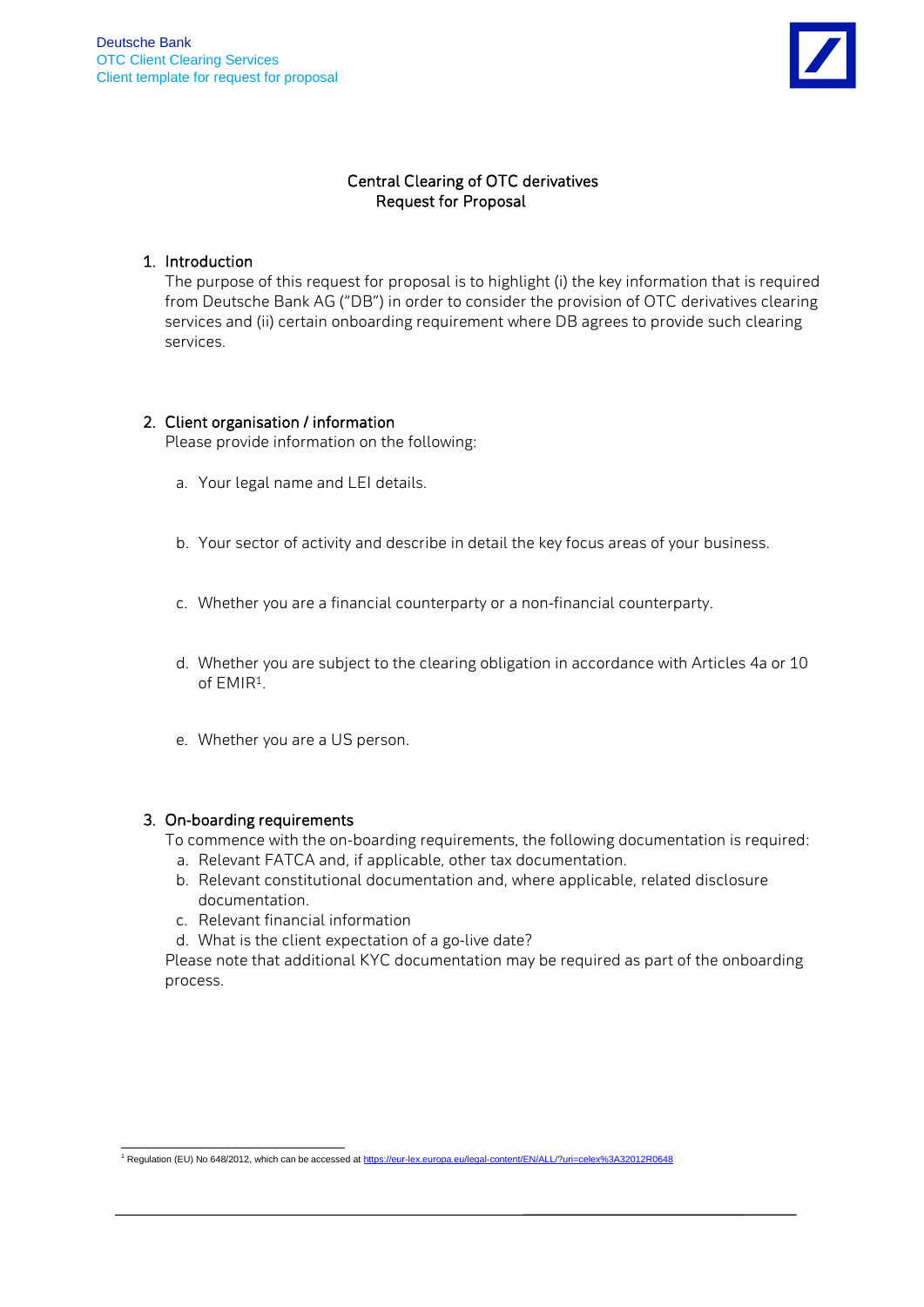Deutsche Bank
OTC Client Clearing Services
Client template for request for proposal

# Central Clearing of OTC derivatives
# Request for Proposal

## 1. Introduction

The purpose of this request for proposal is to highlight (i) the key information that is required from Deutsche Bank AG ("DB") in order to consider the provision of OTC derivatives clearing services and (ii) certain onboarding requirement where DB agrees to provide such clearing services.

## 2. Client organisation / information

Please provide information on the following:

a. Your legal name and LEI details.

b. Your sector of activity and describe in detail the key focus areas of your business.

c. Whether you are a financial counterparty or a non-financial counterparty.

d. Whether you are subject to the clearing obligation in accordance with Articles 4a or 10 of EMIR[1].

e. Whether you are a US person.

## 3. On-boarding requirements

To commence with the on-boarding requirements, the following documentation is required:

a. Relevant FATCA and, if applicable, other tax documentation.
b. Relevant constitutional documentation and, where applicable, related disclosure documentation.
c. Relevant financial information
d. What is the client expectation of a go-live date?

Please note that additional KYC documentation may be required as part of the onboarding process.

[1] Regulation (EU) No 648/2012, which can be accessed at https://eur-lex.europa.eu/legal-content/EN/ALL/?uri=celex%3A32012R0648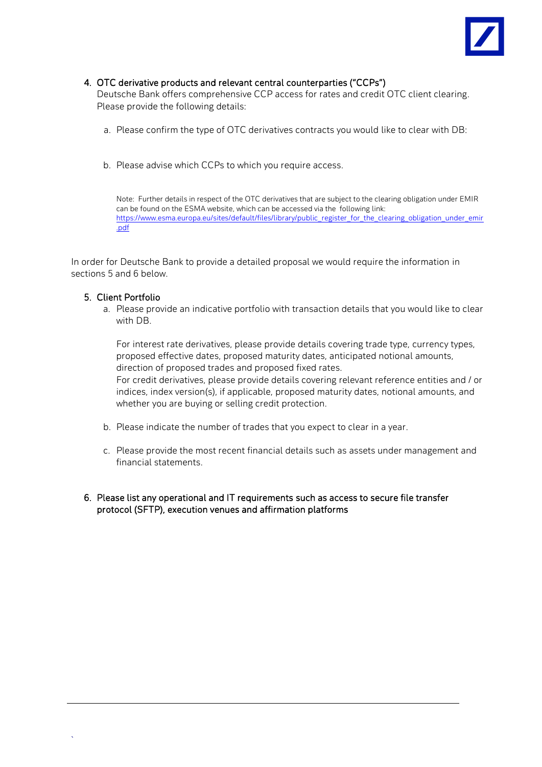4. **OTC derivative products and relevant central counterparties ("CCPs")**
   Deutsche Bank offers comprehensive CCP access for rates and credit OTC client clearing. Please provide the following details:

   a. Please confirm the type of OTC derivatives contracts you would like to clear with DB:

   b. Please advise which CCPs to which you require access.

   Note: Further details in respect of the OTC derivatives that are subject to the clearing obligation under EMIR can be found on the ESMA website, which can be accessed via the following link: https://www.esma.europa.eu/sites/default/files/library/public_register_for_the_clearing_obligation_under_emir.pdf

In order for Deutsche Bank to provide a detailed proposal we would require the information in sections 5 and 6 below.

5. **Client Portfolio**

   a. Please provide an indicative portfolio with transaction details that you would like to clear with DB.

      For interest rate derivatives, please provide details covering trade type, currency types, proposed effective dates, proposed maturity dates, anticipated notional amounts, direction of proposed trades and proposed fixed rates.
      For credit derivatives, please provide details covering relevant reference entities and / or indices, index version(s), if applicable, proposed maturity dates, notional amounts, and whether you are buying or selling credit protection.

   b. Please indicate the number of trades that you expect to clear in a year.

   c. Please provide the most recent financial details such as assets under management and financial statements.

6. **Please list any operational and IT requirements such as access to secure file transfer protocol (SFTP), execution venues and affirmation platforms**